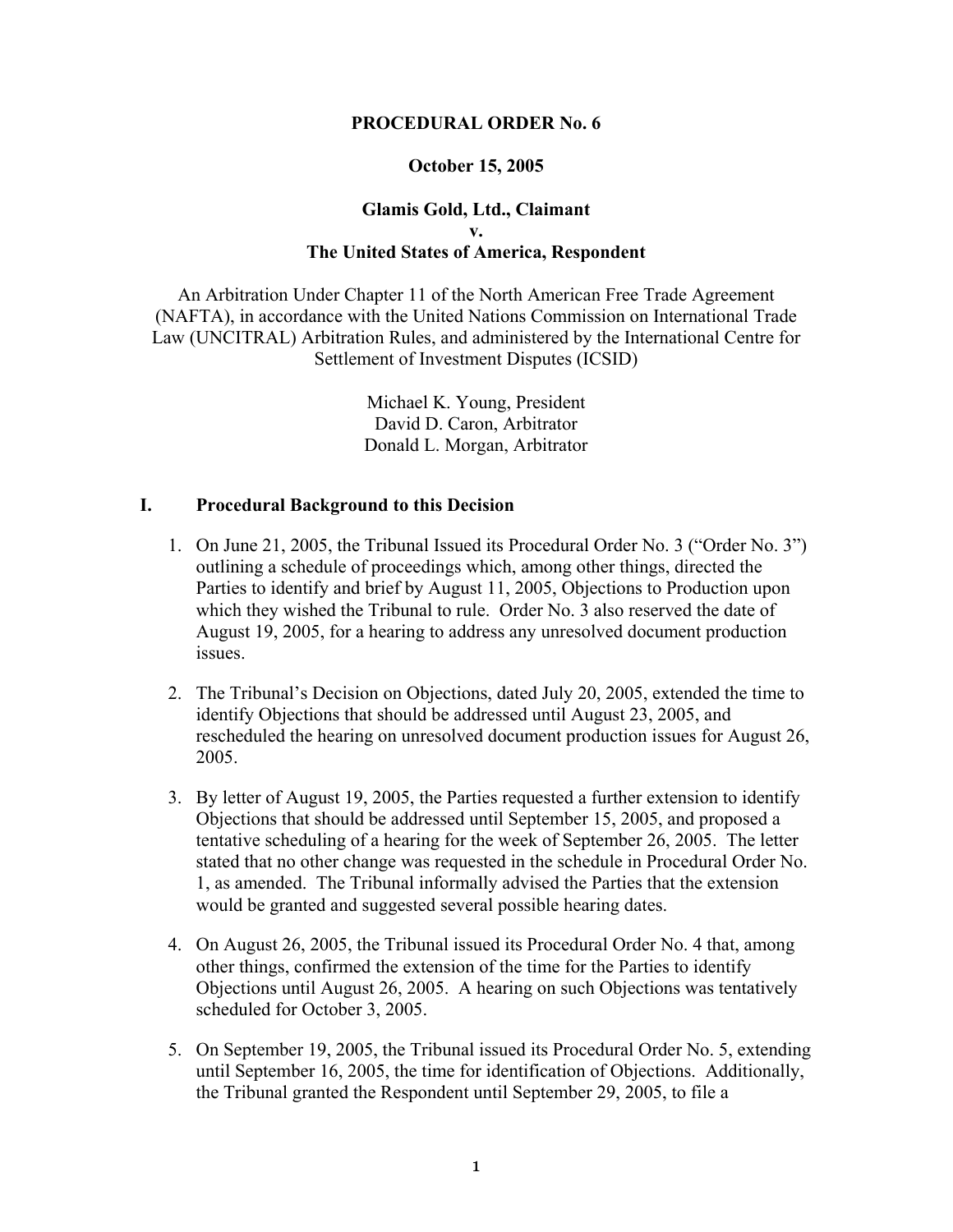**PROCEDURAL ORDER No. 6**

**October 15, 2005**

**Glamis Gold, Ltd., Claimant**
**v.**
**The United States of America, Respondent**

An Arbitration Under Chapter 11 of the North American Free Trade Agreement (NAFTA), in accordance with the United Nations Commission on International Trade Law (UNCITRAL) Arbitration Rules, and administered by the International Centre for Settlement of Investment Disputes (ICSID)

Michael K. Young, President
David D. Caron, Arbitrator
Donald L. Morgan, Arbitrator

## I. Procedural Background to this Decision

1. On June 21, 2005, the Tribunal Issued its Procedural Order No. 3 ("Order No. 3") outlining a schedule of proceedings which, among other things, directed the Parties to identify and brief by August 11, 2005, Objections to Production upon which they wished the Tribunal to rule. Order No. 3 also reserved the date of August 19, 2005, for a hearing to address any unresolved document production issues.

2. The Tribunal's Decision on Objections, dated July 20, 2005, extended the time to identify Objections that should be addressed until August 23, 2005, and rescheduled the hearing on unresolved document production issues for August 26, 2005.

3. By letter of August 19, 2005, the Parties requested a further extension to identify Objections that should be addressed until September 15, 2005, and proposed a tentative scheduling of a hearing for the week of September 26, 2005. The letter stated that no other change was requested in the schedule in Procedural Order No. 1, as amended. The Tribunal informally advised the Parties that the extension would be granted and suggested several possible hearing dates.

4. On August 26, 2005, the Tribunal issued its Procedural Order No. 4 that, among other things, confirmed the extension of the time for the Parties to identify Objections until August 26, 2005. A hearing on such Objections was tentatively scheduled for October 3, 2005.

5. On September 19, 2005, the Tribunal issued its Procedural Order No. 5, extending until September 16, 2005, the time for identification of Objections. Additionally, the Tribunal granted the Respondent until September 29, 2005, to file a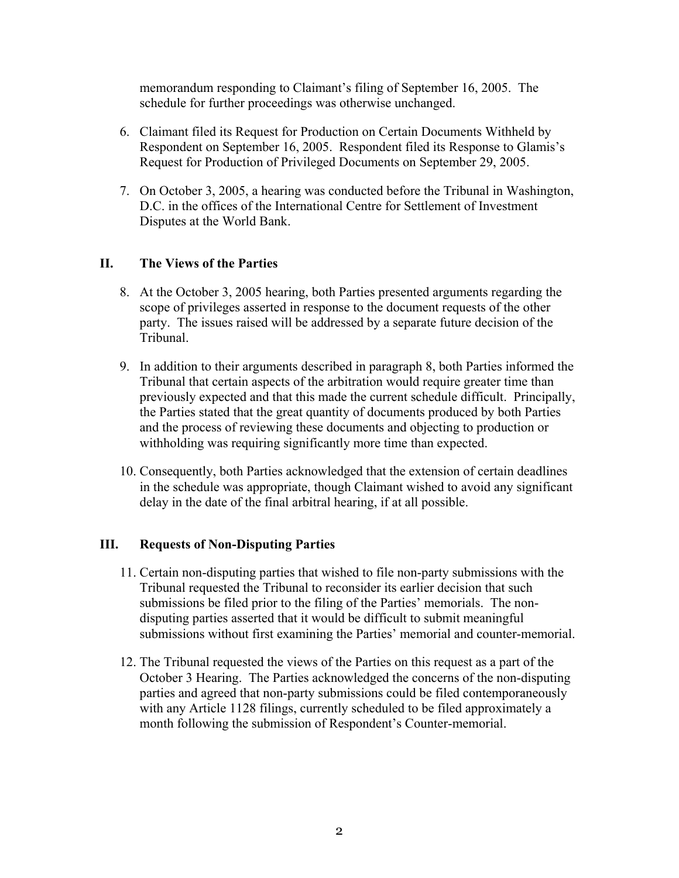memorandum responding to Claimant's filing of September 16, 2005. The schedule for further proceedings was otherwise unchanged.

6. Claimant filed its Request for Production on Certain Documents Withheld by Respondent on September 16, 2005. Respondent filed its Response to Glamis's Request for Production of Privileged Documents on September 29, 2005.

7. On October 3, 2005, a hearing was conducted before the Tribunal in Washington, D.C. in the offices of the International Centre for Settlement of Investment Disputes at the World Bank.

## II. The Views of the Parties

8. At the October 3, 2005 hearing, both Parties presented arguments regarding the scope of privileges asserted in response to the document requests of the other party. The issues raised will be addressed by a separate future decision of the Tribunal.

9. In addition to their arguments described in paragraph 8, both Parties informed the Tribunal that certain aspects of the arbitration would require greater time than previously expected and that this made the current schedule difficult. Principally, the Parties stated that the great quantity of documents produced by both Parties and the process of reviewing these documents and objecting to production or withholding was requiring significantly more time than expected.

10. Consequently, both Parties acknowledged that the extension of certain deadlines in the schedule was appropriate, though Claimant wished to avoid any significant delay in the date of the final arbitral hearing, if at all possible.

## III. Requests of Non-Disputing Parties

11. Certain non-disputing parties that wished to file non-party submissions with the Tribunal requested the Tribunal to reconsider its earlier decision that such submissions be filed prior to the filing of the Parties' memorials. The non-disputing parties asserted that it would be difficult to submit meaningful submissions without first examining the Parties' memorial and counter-memorial.

12. The Tribunal requested the views of the Parties on this request as a part of the October 3 Hearing. The Parties acknowledged the concerns of the non-disputing parties and agreed that non-party submissions could be filed contemporaneously with any Article 1128 filings, currently scheduled to be filed approximately a month following the submission of Respondent's Counter-memorial.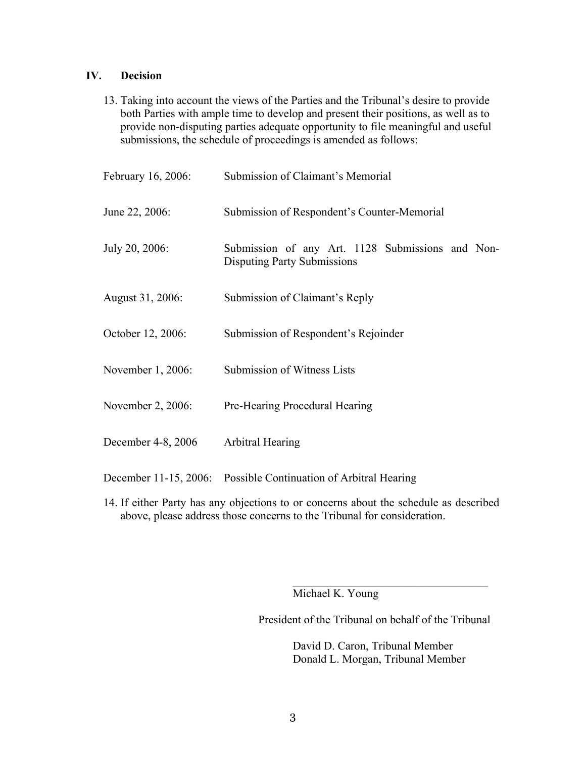## IV. Decision

13. Taking into account the views of the Parties and the Tribunal's desire to provide both Parties with ample time to develop and present their positions, as well as to provide non-disputing parties adequate opportunity to file meaningful and useful submissions, the schedule of proceedings is amended as follows:

| | |
|---|---|
| February 16, 2006: | Submission of Claimant's Memorial |
| June 22, 2006: | Submission of Respondent's Counter-Memorial |
| July 20, 2006: | Submission of any Art. 1128 Submissions and Non-Disputing Party Submissions |
| August 31, 2006: | Submission of Claimant's Reply |
| October 12, 2006: | Submission of Respondent's Rejoinder |
| November 1, 2006: | Submission of Witness Lists |
| November 2, 2006: | Pre-Hearing Procedural Hearing |
| December 4-8, 2006 | Arbitral Hearing |
| December 11-15, 2006: | Possible Continuation of Arbitral Hearing |

14. If either Party has any objections to or concerns about the schedule as described above, please address those concerns to the Tribunal for consideration.

\_\_\_\_\_\_\_\_\_\_\_\_\_\_\_\_\_\_\_\_\_\_\_\_\_\_\_\_\_\_\_\_\_\_\_

Michael K. Young

President of the Tribunal on behalf of the Tribunal

David D. Caron, Tribunal Member
Donald L. Morgan, Tribunal Member